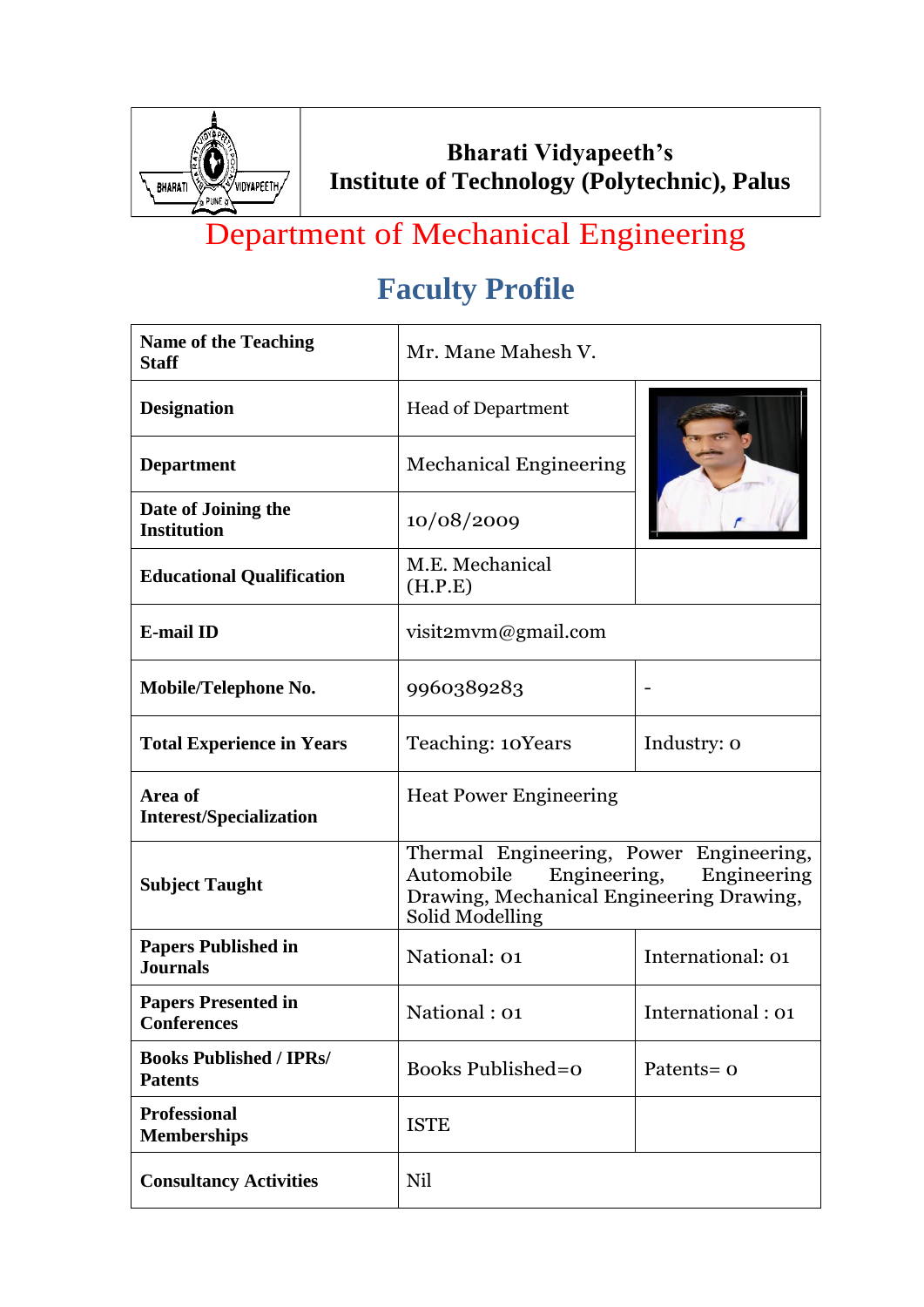# Bharati Vidyapeeth's
# Institute of Technology (Polytechnic), Palus

## Department of Mechanical Engineering

## Faculty Profile

| | | |
|---|---|---|
| **Name of the Teaching Staff** | Mr. Mane Mahesh V. | |
| **Designation** | Head of Department | |
| **Department** | Mechanical Engineering | |
| **Date of Joining the Institution** | 10/08/2009 | |
| **Educational Qualification** | M.E. Mechanical (H.P.E) | |
| **E-mail ID** | visit2mvm@gmail.com | |
| **Mobile/Telephone No.** | 9960389283 | - |
| **Total Experience in Years** | Teaching: 10Years | Industry: 0 |
| **Area of Interest/Specialization** | Heat Power Engineering | |
| **Subject Taught** | Thermal Engineering, Power Engineering, Automobile Engineering, Engineering Drawing, Mechanical Engineering Drawing, Solid Modelling | |
| **Papers Published in Journals** | National: 01 | International: 01 |
| **Papers Presented in Conferences** | National : 01 | International : 01 |
| **Books Published / IPRs/ Patents** | Books Published=0 | Patents= 0 |
| **Professional Memberships** | ISTE | |
| **Consultancy Activities** | Nil | |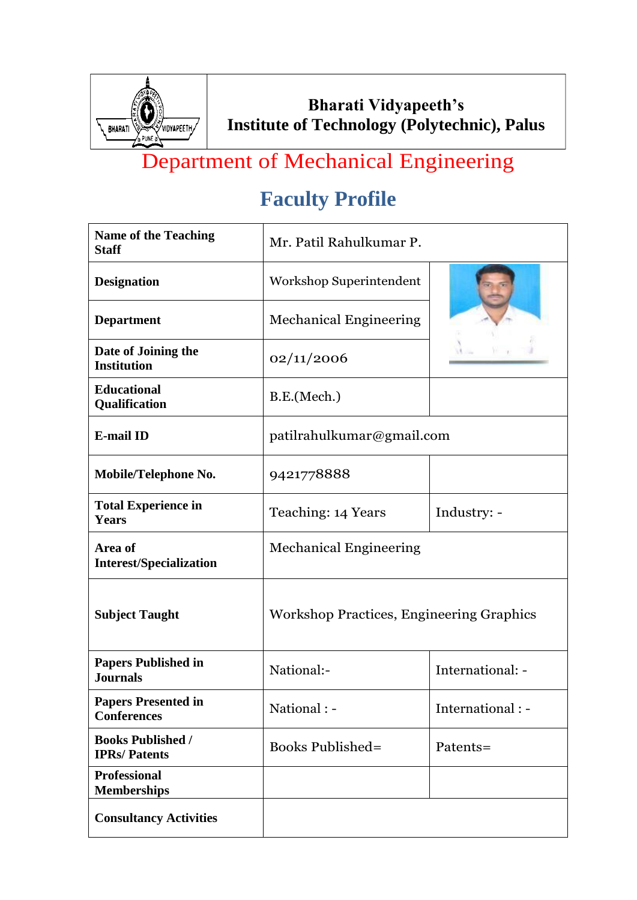**Bharati Vidyapeeth's**
**Institute of Technology (Polytechnic), Palus**

# Department of Mechanical Engineering

## Faculty Profile

| | | |
|---|---|---|
| **Name of the Teaching Staff** | Mr. Patil Rahulkumar P. | |
| **Designation** | Workshop Superintendent | |
| **Department** | Mechanical Engineering | |
| **Date of Joining the Institution** | 02/11/2006 | |
| **Educational Qualification** | B.E.(Mech.) | |
| **E-mail ID** | patilrahulkumar@gmail.com | |
| **Mobile/Telephone No.** | 9421778888 | |
| **Total Experience in Years** | Teaching: 14 Years | Industry: - |
| **Area of Interest/Specialization** | Mechanical Engineering | |
| **Subject Taught** | Workshop Practices, Engineering Graphics | |
| **Papers Published in Journals** | National:- | International: - |
| **Papers Presented in Conferences** | National : - | International : - |
| **Books Published / IPRs/ Patents** | Books Published= | Patents= |
| **Professional Memberships** | | |
| **Consultancy Activities** | | |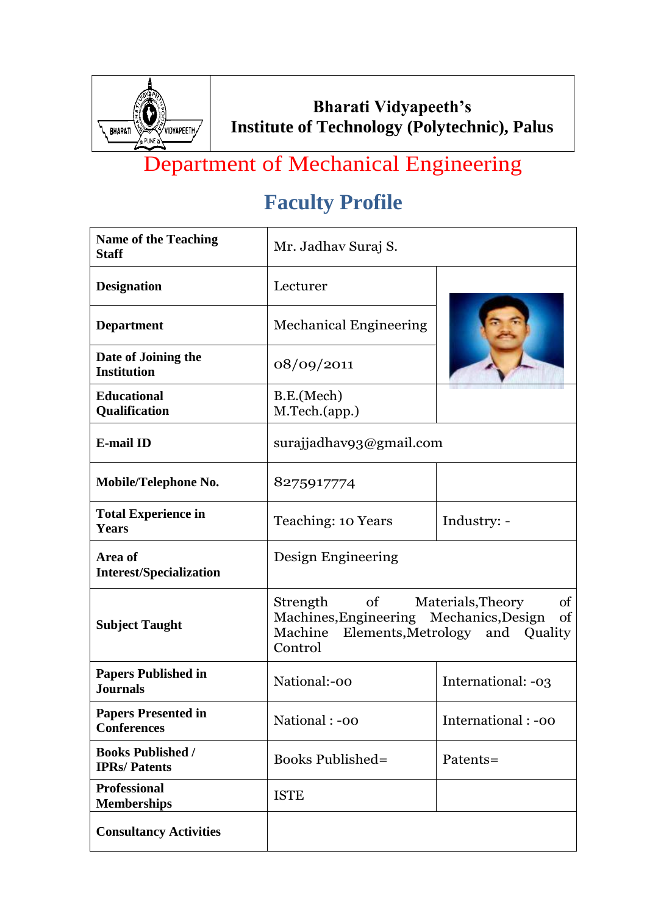**Bharati Vidyapeeth's**
**Institute of Technology (Polytechnic), Palus**

# Department of Mechanical Engineering

## Faculty Profile

| **Name of the Teaching Staff** | Mr. Jadhav Suraj S. | |
|---|---|---|
| **Designation** | Lecturer | |
| **Department** | Mechanical Engineering | |
| **Date of Joining the Institution** | 08/09/2011 | |
| **Educational Qualification** | B.E.(Mech) M.Tech.(app.) | |
| **E-mail ID** | surajjadhav93@gmail.com | |
| **Mobile/Telephone No.** | 8275917774 | |
| **Total Experience in Years** | Teaching: 10 Years | Industry: - |
| **Area of Interest/Specialization** | Design Engineering | |
| **Subject Taught** | Strength of Materials,Theory of Machines,Engineering Mechanics,Design of Machine Elements,Metrology and Quality Control | |
| **Papers Published in Journals** | National:-00 | International: -03 |
| **Papers Presented in Conferences** | National : -00 | International : -00 |
| **Books Published / IPRs/ Patents** | Books Published= | Patents= |
| **Professional Memberships** | ISTE | |
| **Consultancy Activities** | | |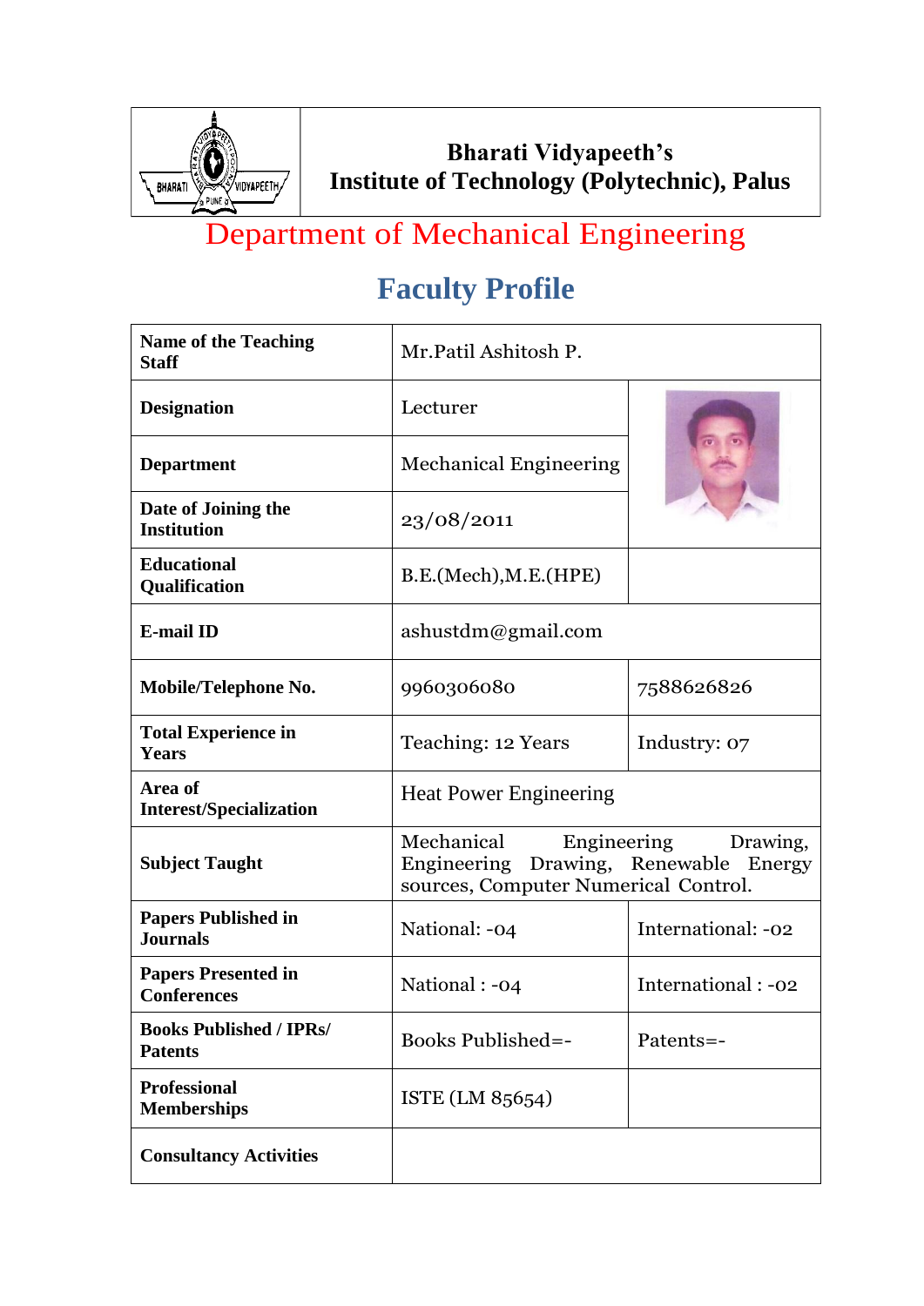**Bharati Vidyapeeth's**
**Institute of Technology (Polytechnic), Palus**

# Department of Mechanical Engineering

## Faculty Profile

| | | |
|---|---|---|
| **Name of the Teaching Staff** | Mr.Patil Ashitosh P. | |
| **Designation** | Lecturer | |
| **Department** | Mechanical Engineering | |
| **Date of Joining the Institution** | 23/08/2011 | |
| **Educational Qualification** | B.E.(Mech),M.E.(HPE) | |
| **E-mail ID** | ashustdm@gmail.com | |
| **Mobile/Telephone No.** | 9960306080 | 7588626826 |
| **Total Experience in Years** | Teaching: 12 Years | Industry: 07 |
| **Area of Interest/Specialization** | Heat Power Engineering | |
| **Subject Taught** | Mechanical Engineering Drawing, Engineering Drawing, Renewable Energy sources, Computer Numerical Control. | |
| **Papers Published in Journals** | National: -04 | International: -02 |
| **Papers Presented in Conferences** | National : -04 | International : -02 |
| **Books Published / IPRs/ Patents** | Books Published=- | Patents=- |
| **Professional Memberships** | ISTE (LM 85654) | |
| **Consultancy Activities** | | |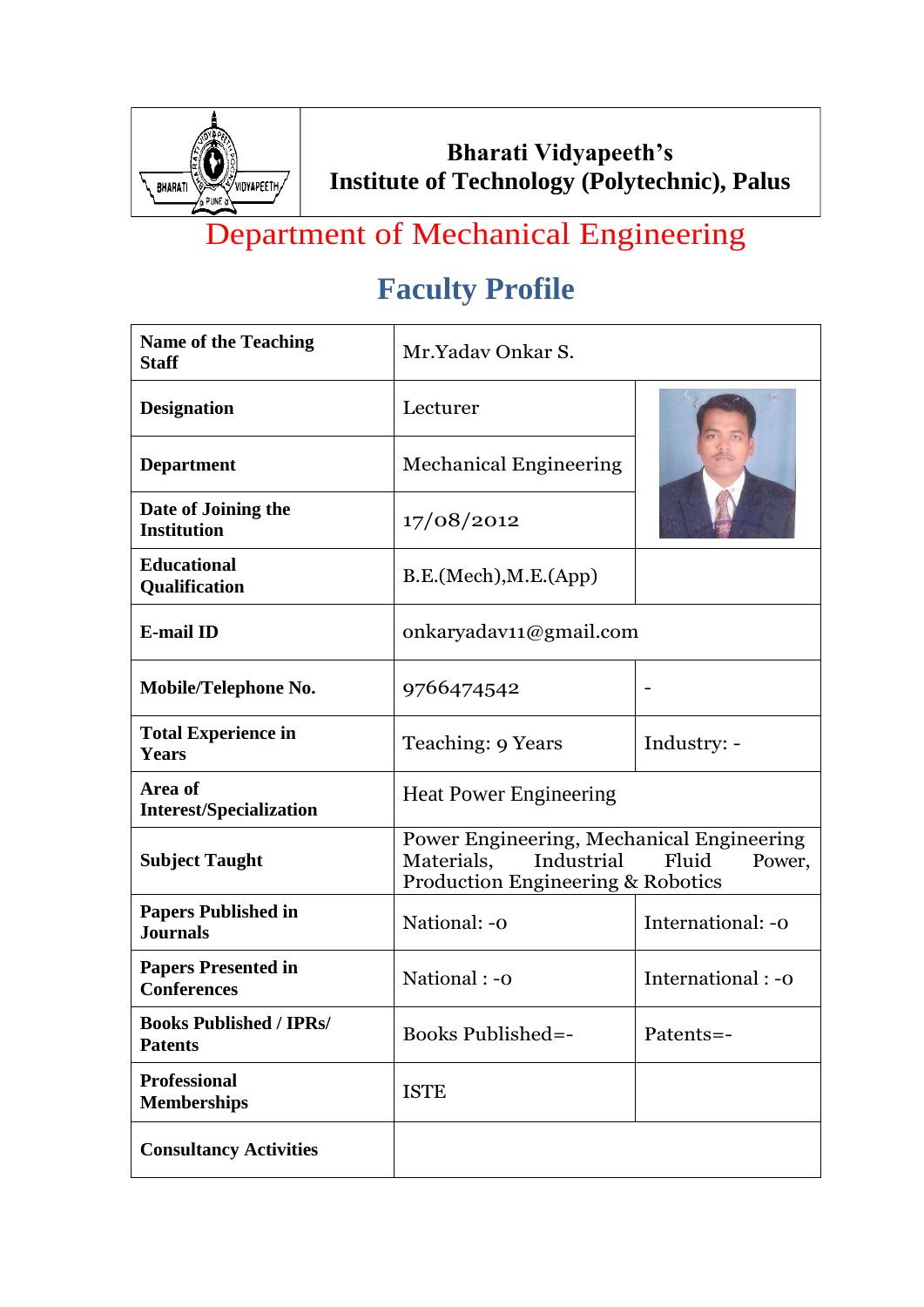**Bharati Vidyapeeth's**
**Institute of Technology (Polytechnic), Palus**

# Department of Mechanical Engineering

## Faculty Profile

| | | |
|---|---|---|
| **Name of the Teaching Staff** | Mr.Yadav Onkar S. | |
| **Designation** | Lecturer | |
| **Department** | Mechanical Engineering | |
| **Date of Joining the Institution** | 17/08/2012 | |
| **Educational Qualification** | B.E.(Mech),M.E.(App) | |
| **E-mail ID** | onkaryadav11@gmail.com | |
| **Mobile/Telephone No.** | 9766474542 | - |
| **Total Experience in Years** | Teaching: 9 Years | Industry: - |
| **Area of Interest/Specialization** | Heat Power Engineering | |
| **Subject Taught** | Power Engineering, Mechanical Engineering Materials, Industrial Fluid Power, Production Engineering & Robotics | |
| **Papers Published in Journals** | National: -0 | International: -0 |
| **Papers Presented in Conferences** | National : -0 | International : -0 |
| **Books Published / IPRs/ Patents** | Books Published=- | Patents=- |
| **Professional Memberships** | ISTE | |
| **Consultancy Activities** | | |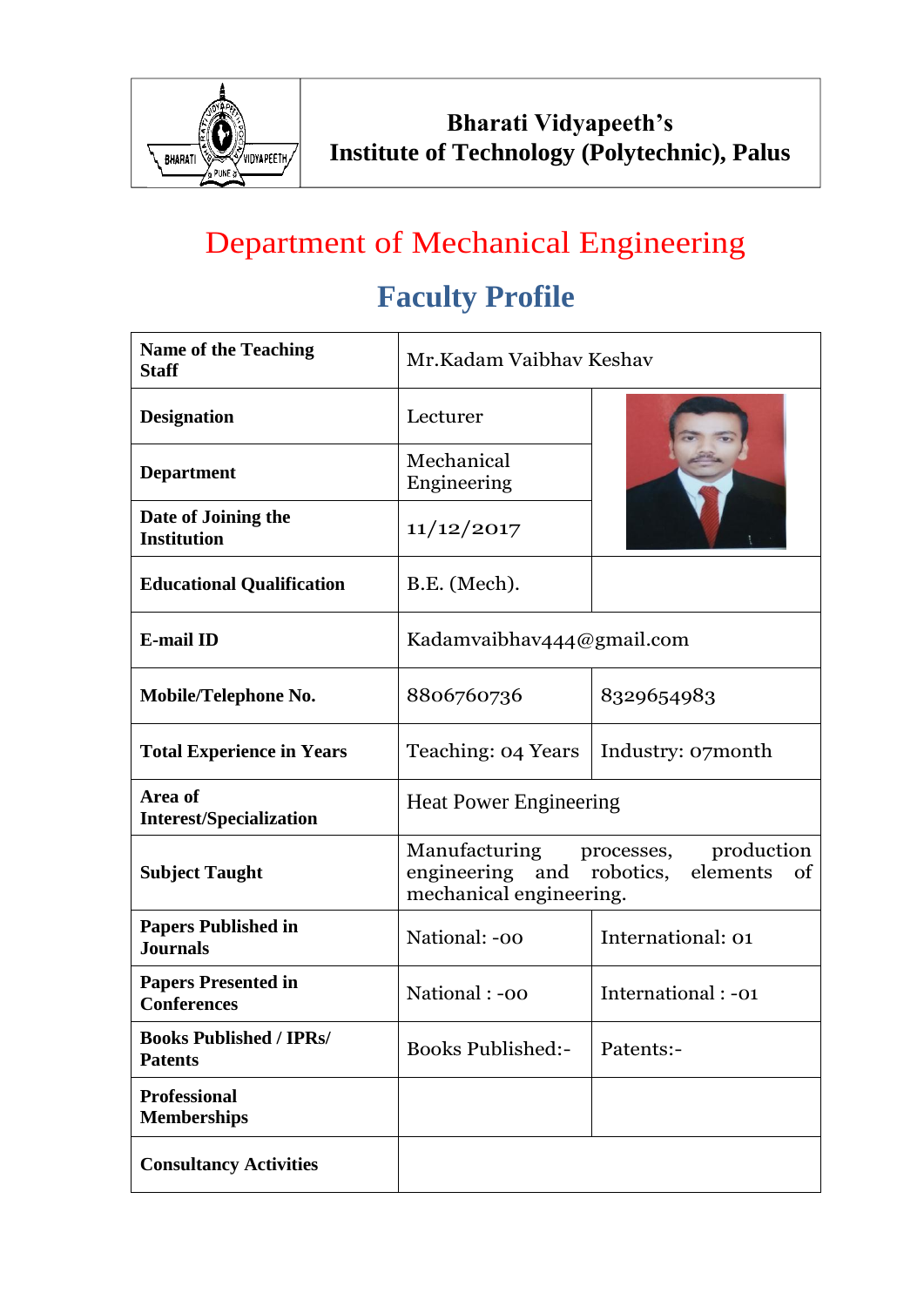**Bharati Vidyapeeth's**
**Institute of Technology (Polytechnic), Palus**

# Department of Mechanical Engineering

## Faculty Profile

| Name of the Teaching Staff | Mr.Kadam Vaibhav Keshav | |
|---|---|---|
| **Designation** | Lecturer | |
| **Department** | Mechanical Engineering | |
| **Date of Joining the Institution** | 11/12/2017 | |
| **Educational Qualification** | B.E. (Mech). | |
| **E-mail ID** | Kadamvaibhav444@gmail.com | |
| **Mobile/Telephone No.** | 8806760736 | 8329654983 |
| **Total Experience in Years** | Teaching: 04 Years | Industry: 07month |
| **Area of Interest/Specialization** | Heat Power Engineering | |
| **Subject Taught** | Manufacturing processes, production engineering and robotics, elements of mechanical engineering. | |
| **Papers Published in Journals** | National: -00 | International: 01 |
| **Papers Presented in Conferences** | National : -00 | International : -01 |
| **Books Published / IPRs/ Patents** | Books Published:- | Patents:- |
| **Professional Memberships** | | |
| **Consultancy Activities** | | |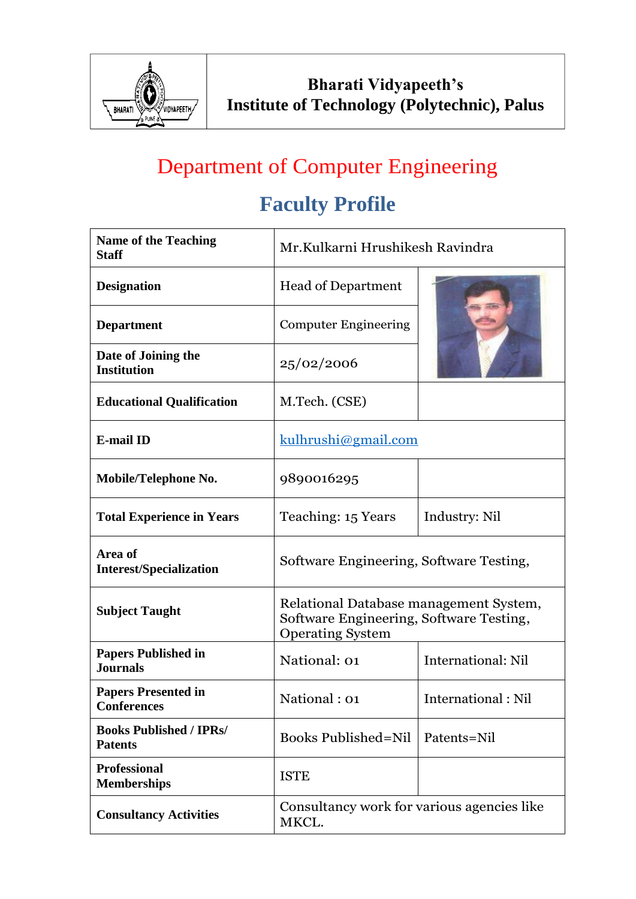**Bharati Vidyapeeth's**
**Institute of Technology (Polytechnic), Palus**

# Department of Computer Engineering

## Faculty Profile

| **Name of the Teaching Staff** | Mr.Kulkarni Hrushikesh Ravindra | |
|---|---|---|
| **Designation** | Head of Department | |
| **Department** | Computer Engineering | |
| **Date of Joining the Institution** | 25/02/2006 | |
| **Educational Qualification** | M.Tech. (CSE) | |
| **E-mail ID** | kulhrushi@gmail.com | |
| **Mobile/Telephone No.** | 9890016295 | |
| **Total Experience in Years** | Teaching: 15 Years | Industry: Nil |
| **Area of Interest/Specialization** | Software Engineering, Software Testing, | |
| **Subject Taught** | Relational Database management System, Software Engineering, Software Testing, Operating System | |
| **Papers Published in Journals** | National: 01 | International: Nil |
| **Papers Presented in Conferences** | National : 01 | International : Nil |
| **Books Published / IPRs/ Patents** | Books Published=Nil | Patents=Nil |
| **Professional Memberships** | ISTE | |
| **Consultancy Activities** | Consultancy work for various agencies like MKCL. | |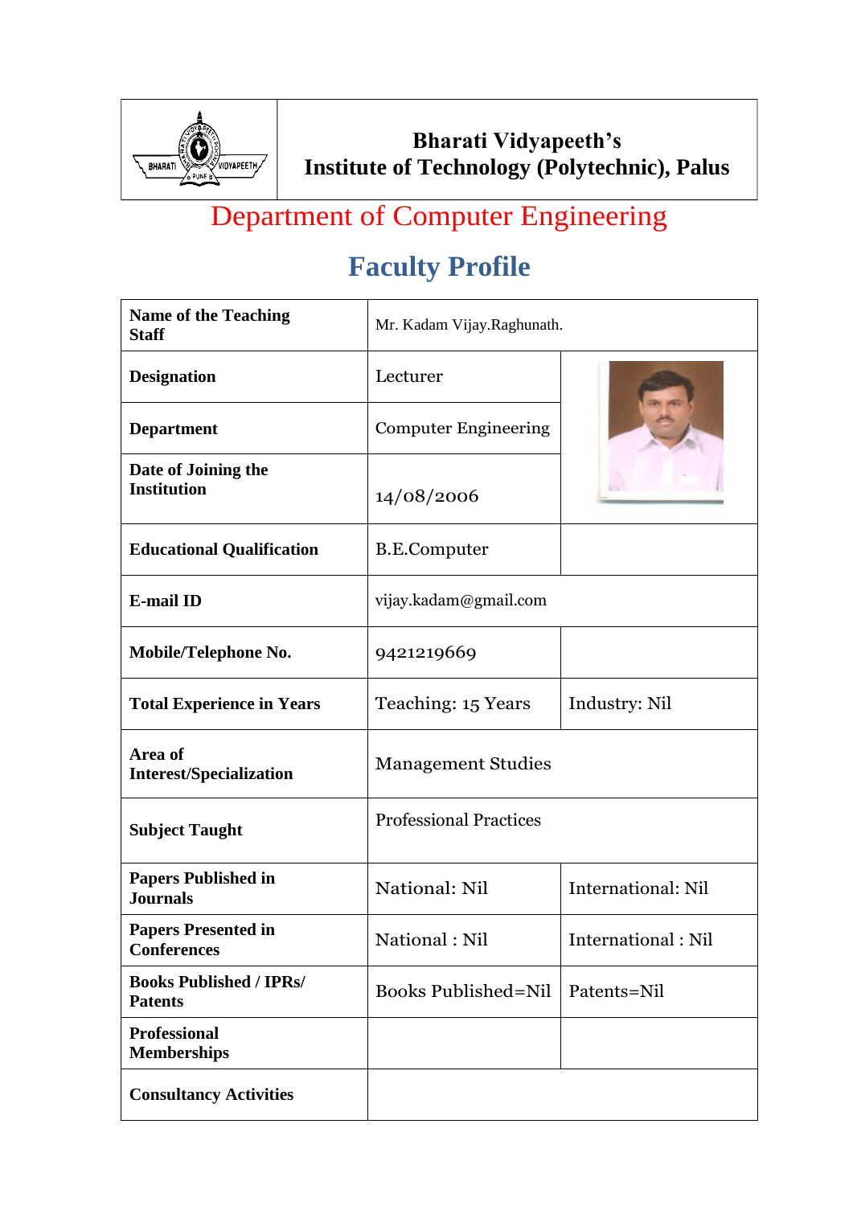# Bharati Vidyapeeth's
# Institute of Technology (Polytechnic), Palus

## Department of Computer Engineering

## Faculty Profile

| Name of the Teaching Staff | Mr. Kadam Vijay.Raghunath. | |
|---|---|---|
| **Designation** | Lecturer | |
| **Department** | Computer Engineering | |
| **Date of Joining the Institution** | 14/08/2006 | |
| **Educational Qualification** | B.E.Computer | |
| **E-mail ID** | vijay.kadam@gmail.com | |
| **Mobile/Telephone No.** | 9421219669 | |
| **Total Experience in Years** | Teaching: 15 Years | Industry: Nil |
| **Area of Interest/Specialization** | Management Studies | |
| **Subject Taught** | Professional Practices | |
| **Papers Published in Journals** | National: Nil | International: Nil |
| **Papers Presented in Conferences** | National : Nil | International : Nil |
| **Books Published / IPRs/ Patents** | Books Published=Nil | Patents=Nil |
| **Professional Memberships** | | |
| **Consultancy Activities** | | |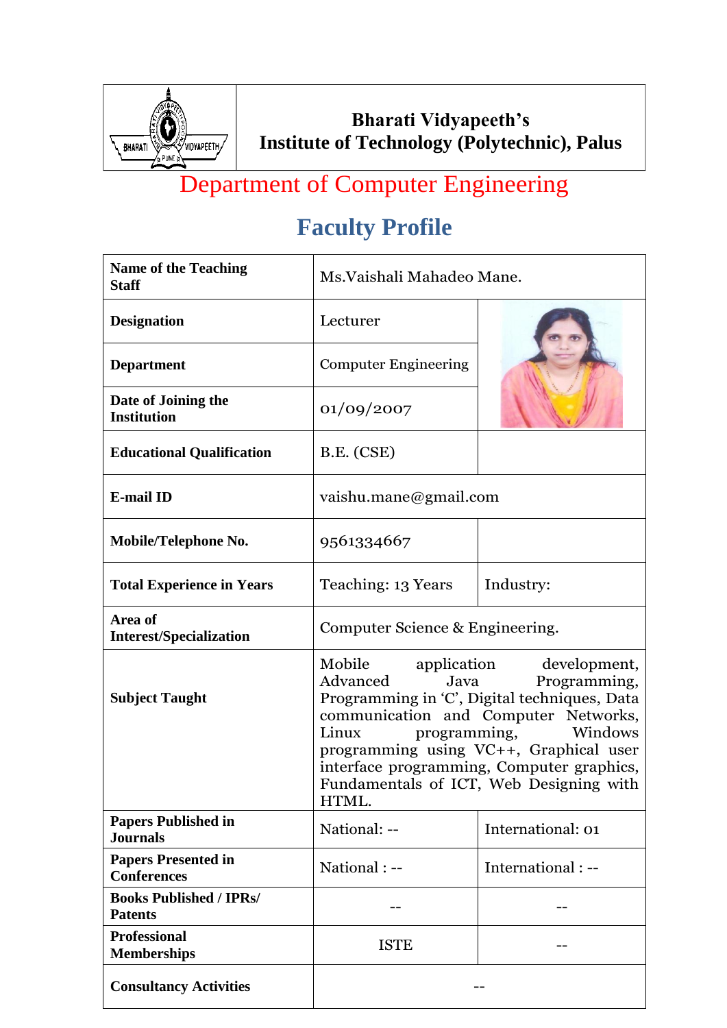**Bharati Vidyapeeth's**
**Institute of Technology (Polytechnic), Palus**

# Department of Computer Engineering

## Faculty Profile

| | | |
|---|---|---|
| **Name of the Teaching Staff** | Ms.Vaishali Mahadeo Mane. | |
| **Designation** | Lecturer | |
| **Department** | Computer Engineering | |
| **Date of Joining the Institution** | 01/09/2007 | |
| **Educational Qualification** | B.E. (CSE) | |
| **E-mail ID** | vaishu.mane@gmail.com | |
| **Mobile/Telephone No.** | 9561334667 | |
| **Total Experience in Years** | Teaching: 13 Years | Industry: |
| **Area of Interest/Specialization** | Computer Science & Engineering. | |
| **Subject Taught** | Mobile application development, Advanced Java Programming, Programming in 'C', Digital techniques, Data communication and Computer Networks, Linux programming, Windows programming using VC++, Graphical user interface programming, Computer graphics, Fundamentals of ICT, Web Designing with HTML. | |
| **Papers Published in Journals** | National: -- | International: 01 |
| **Papers Presented in Conferences** | National : -- | International : -- |
| **Books Published / IPRs/ Patents** | -- | -- |
| **Professional Memberships** | ISTE | -- |
| **Consultancy Activities** | -- | |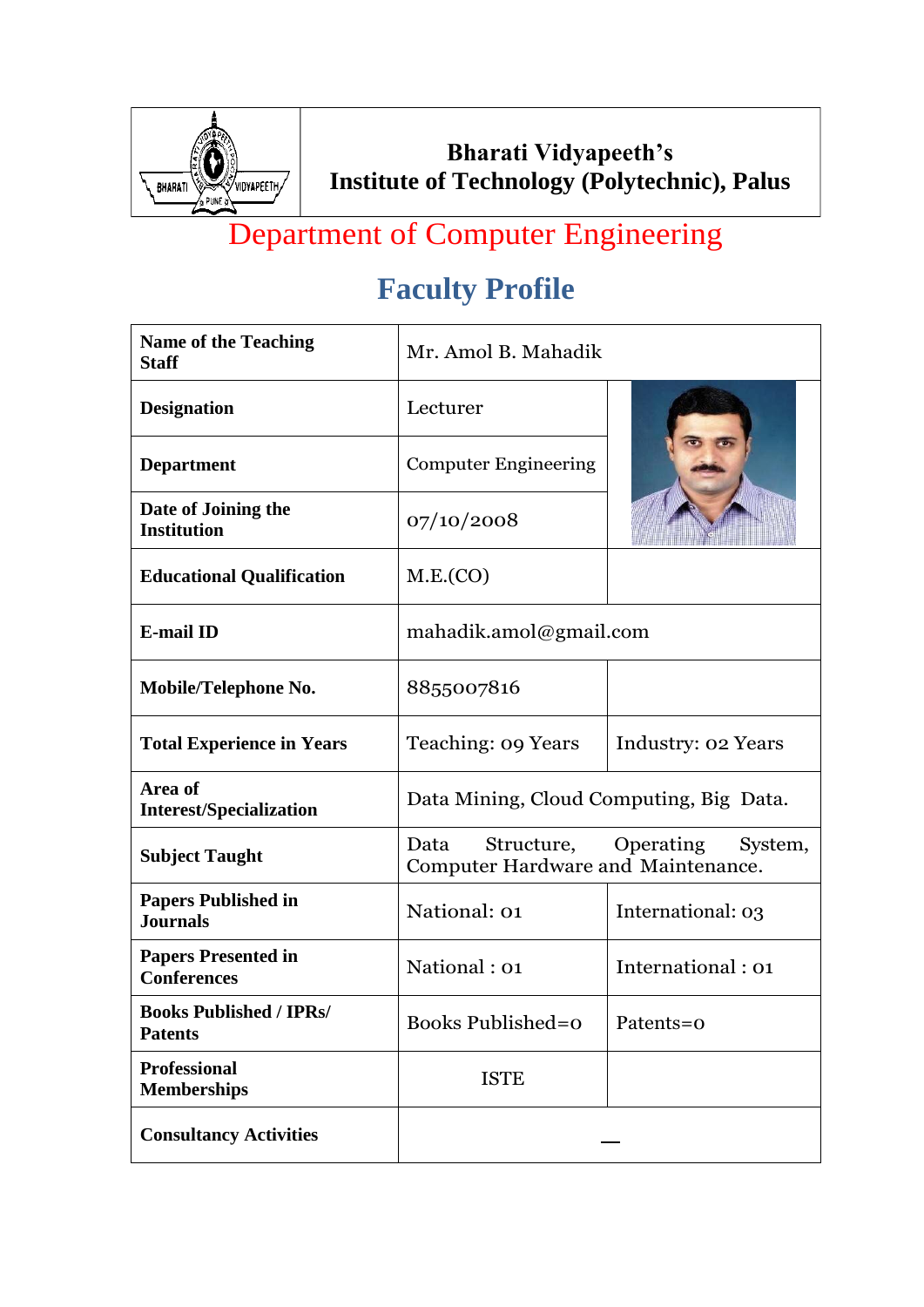**Bharati Vidyapeeth's**
**Institute of Technology (Polytechnic), Palus**

# Department of Computer Engineering

## Faculty Profile

| | | |
|---|---|---|
| **Name of the Teaching Staff** | Mr. Amol B. Mahadik | |
| **Designation** | Lecturer | |
| **Department** | Computer Engineering | |
| **Date of Joining the Institution** | 07/10/2008 | |
| **Educational Qualification** | M.E.(CO) | |
| **E-mail ID** | mahadik.amol@gmail.com | |
| **Mobile/Telephone No.** | 8855007816 | |
| **Total Experience in Years** | Teaching: 09 Years | Industry: 02 Years |
| **Area of Interest/Specialization** | Data Mining, Cloud Computing, Big Data. | |
| **Subject Taught** | Data Structure, Operating System, Computer Hardware and Maintenance. | |
| **Papers Published in Journals** | National: 01 | International: 03 |
| **Papers Presented in Conferences** | National : 01 | International : 01 |
| **Books Published / IPRs/ Patents** | Books Published=0 | Patents=0 |
| **Professional Memberships** | ISTE | |
| **Consultancy Activities** | — | |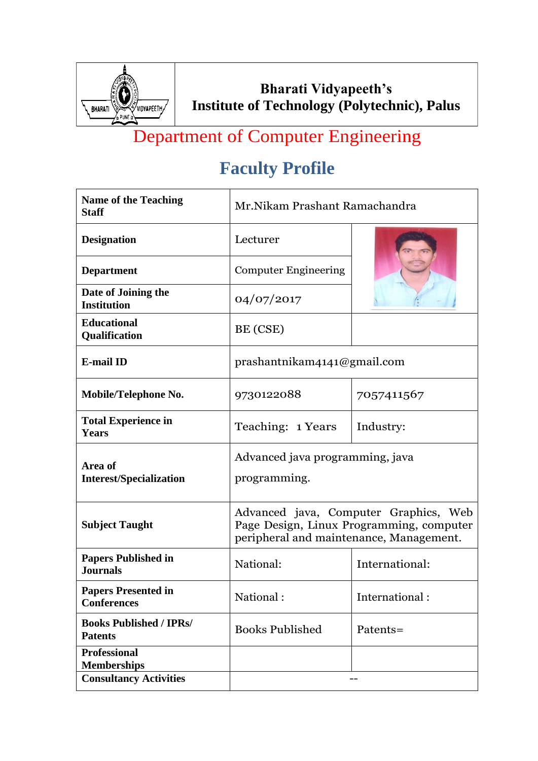**Bharati Vidyapeeth's**
**Institute of Technology (Polytechnic), Palus**

# Department of Computer Engineering

## Faculty Profile

| Name of the Teaching Staff | Mr.Nikam Prashant Ramachandra | |
|---|---|---|
| Designation | Lecturer | |
| Department | Computer Engineering | |
| Date of Joining the Institution | 04/07/2017 | |
| Educational Qualification | BE (CSE) | |
| E-mail ID | prashantnikam4141@gmail.com | |
| Mobile/Telephone No. | 9730122088 | 7057411567 |
| Total Experience in Years | Teaching: 1 Years | Industry: |
| Area of Interest/Specialization | Advanced java programming, java programming. | |
| Subject Taught | Advanced java, Computer Graphics, Web Page Design, Linux Programming, computer peripheral and maintenance, Management. | |
| Papers Published in Journals | National: | International: |
| Papers Presented in Conferences | National : | International : |
| Books Published / IPRs/ Patents | Books Published | Patents= |
| Professional Memberships | | |
| Consultancy Activities | -- | |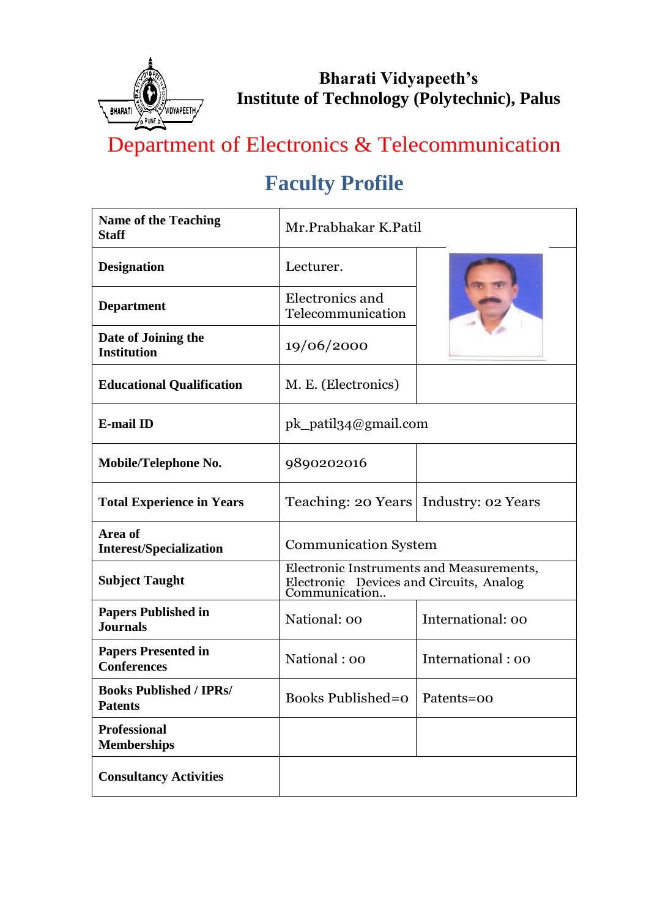**Bharati Vidyapeeth's**
**Institute of Technology (Polytechnic), Palus**

# Department of Electronics & Telecommunication

## Faculty Profile

| | | |
|---|---|---|
| **Name of the Teaching Staff** | Mr.Prabhakar K.Patil | |
| **Designation** | Lecturer. | |
| **Department** | Electronics and Telecommunication | |
| **Date of Joining the Institution** | 19/06/2000 | |
| **Educational Qualification** | M. E. (Electronics) | |
| **E-mail ID** | pk_patil34@gmail.com | |
| **Mobile/Telephone No.** | 9890202016 | |
| **Total Experience in Years** | Teaching: 20 Years | Industry: 02 Years |
| **Area of Interest/Specialization** | Communication System | |
| **Subject Taught** | Electronic Instruments and Measurements, Electronic Devices and Circuits, Analog Communication.. | |
| **Papers Published in Journals** | National: 00 | International: 00 |
| **Papers Presented in Conferences** | National : 00 | International : 00 |
| **Books Published / IPRs/ Patents** | Books Published=0 | Patents=00 |
| **Professional Memberships** | | |
| **Consultancy Activities** | | |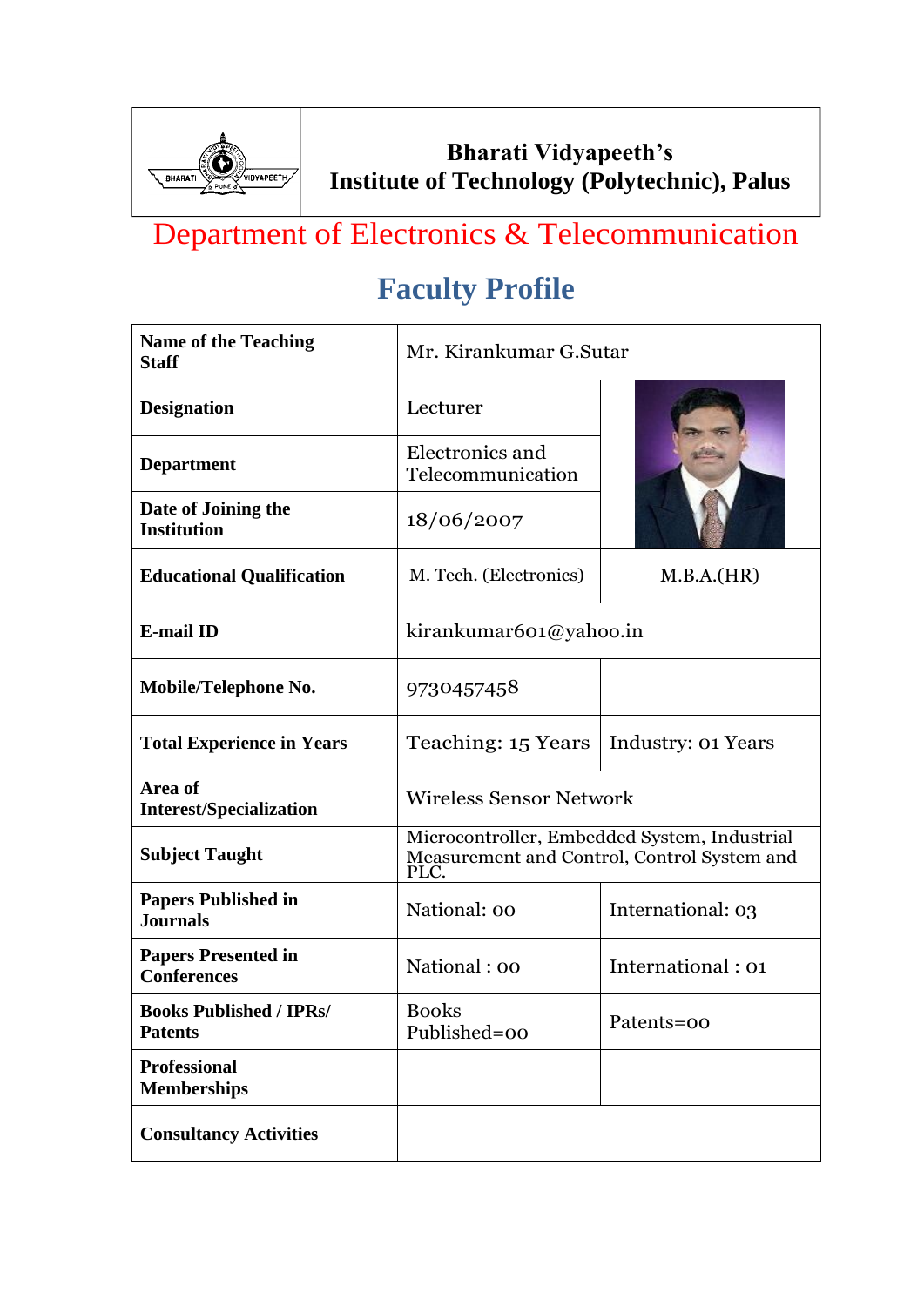**Bharati Vidyapeeth's**
**Institute of Technology (Polytechnic), Palus**

# Department of Electronics & Telecommunication

## Faculty Profile

| Name of the Teaching Staff | Mr. Kirankumar G.Sutar | |
|---|---|---|
| Designation | Lecturer | |
| Department | Electronics and Telecommunication | |
| Date of Joining the Institution | 18/06/2007 | |
| Educational Qualification | M. Tech. (Electronics) | M.B.A.(HR) |
| E-mail ID | kirankumar601@yahoo.in | |
| Mobile/Telephone No. | 9730457458 | |
| Total Experience in Years | Teaching: 15 Years | Industry: 01 Years |
| Area of Interest/Specialization | Wireless Sensor Network | |
| Subject Taught | Microcontroller, Embedded System, Industrial Measurement and Control, Control System and PLC. | |
| Papers Published in Journals | National: 00 | International: 03 |
| Papers Presented in Conferences | National : 00 | International : 01 |
| Books Published / IPRs/ Patents | Books Published=00 | Patents=00 |
| Professional Memberships | | |
| Consultancy Activities | | |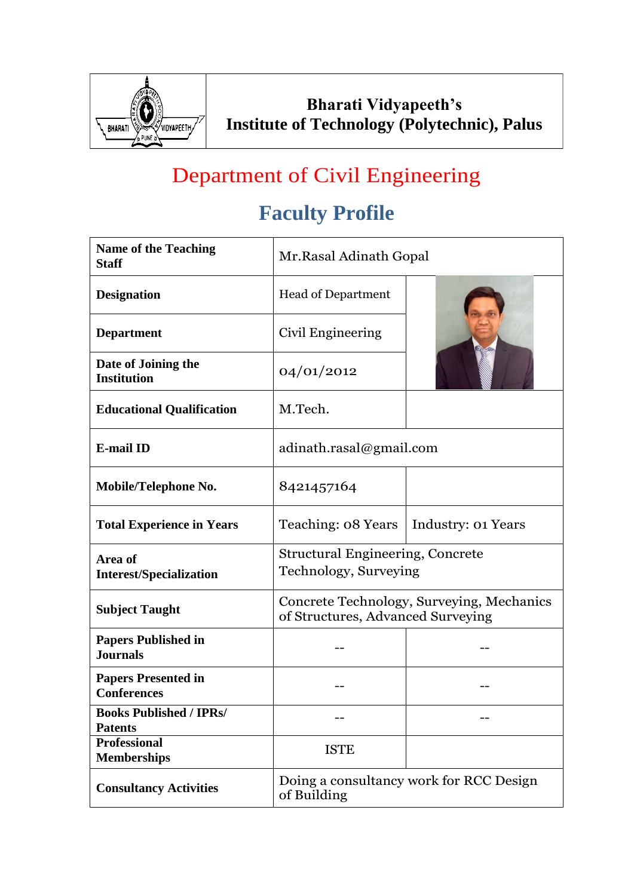| | **Bharati Vidyapeeth's Institute of Technology (Polytechnic), Palus** |
|---|---|

# Department of Civil Engineering

## Faculty Profile

| **Name of the Teaching Staff** | Mr.Rasal Adinath Gopal | |
|---|---|---|
| **Designation** | Head of Department | |
| **Department** | Civil Engineering | |
| **Date of Joining the Institution** | 04/01/2012 | |
| **Educational Qualification** | M.Tech. | |
| **E-mail ID** | adinath.rasal@gmail.com | |
| **Mobile/Telephone No.** | 8421457164 | |
| **Total Experience in Years** | Teaching: 08 Years | Industry: 01 Years |
| **Area of Interest/Specialization** | Structural Engineering, Concrete Technology, Surveying | |
| **Subject Taught** | Concrete Technology, Surveying, Mechanics of Structures, Advanced Surveying | |
| **Papers Published in Journals** | -- | -- |
| **Papers Presented in Conferences** | -- | -- |
| **Books Published / IPRs/ Patents** | -- | -- |
| **Professional Memberships** | ISTE | |
| **Consultancy Activities** | Doing a consultancy work for RCC Design of Building | |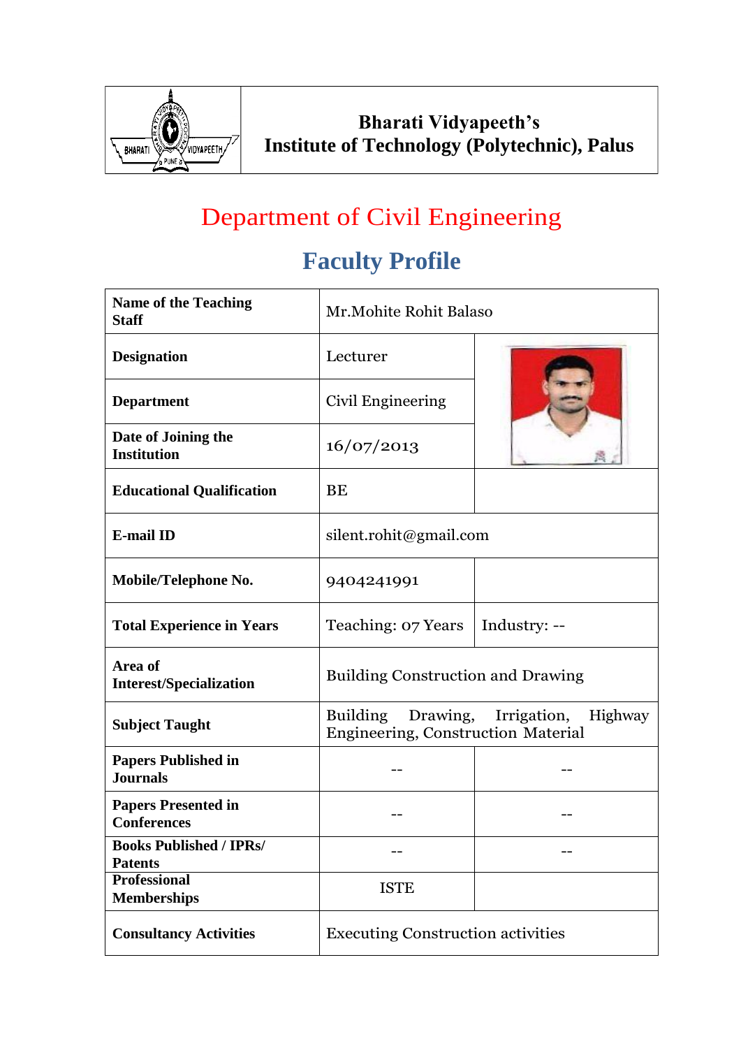**Bharati Vidyapeeth's**
**Institute of Technology (Polytechnic), Palus**

# Department of Civil Engineering

## Faculty Profile

| | | |
|---|---|---|
| **Name of the Teaching Staff** | Mr.Mohite Rohit Balaso | |
| **Designation** | Lecturer | |
| **Department** | Civil Engineering | |
| **Date of Joining the Institution** | 16/07/2013 | |
| **Educational Qualification** | BE | |
| **E-mail ID** | silent.rohit@gmail.com | |
| **Mobile/Telephone No.** | 9404241991 | |
| **Total Experience in Years** | Teaching: 07 Years | Industry: -- |
| **Area of Interest/Specialization** | Building Construction and Drawing | |
| **Subject Taught** | Building Drawing, Irrigation, Highway Engineering, Construction Material | |
| **Papers Published in Journals** | -- | -- |
| **Papers Presented in Conferences** | -- | -- |
| **Books Published / IPRs/ Patents** | -- | -- |
| **Professional Memberships** | ISTE | |
| **Consultancy Activities** | Executing Construction activities | |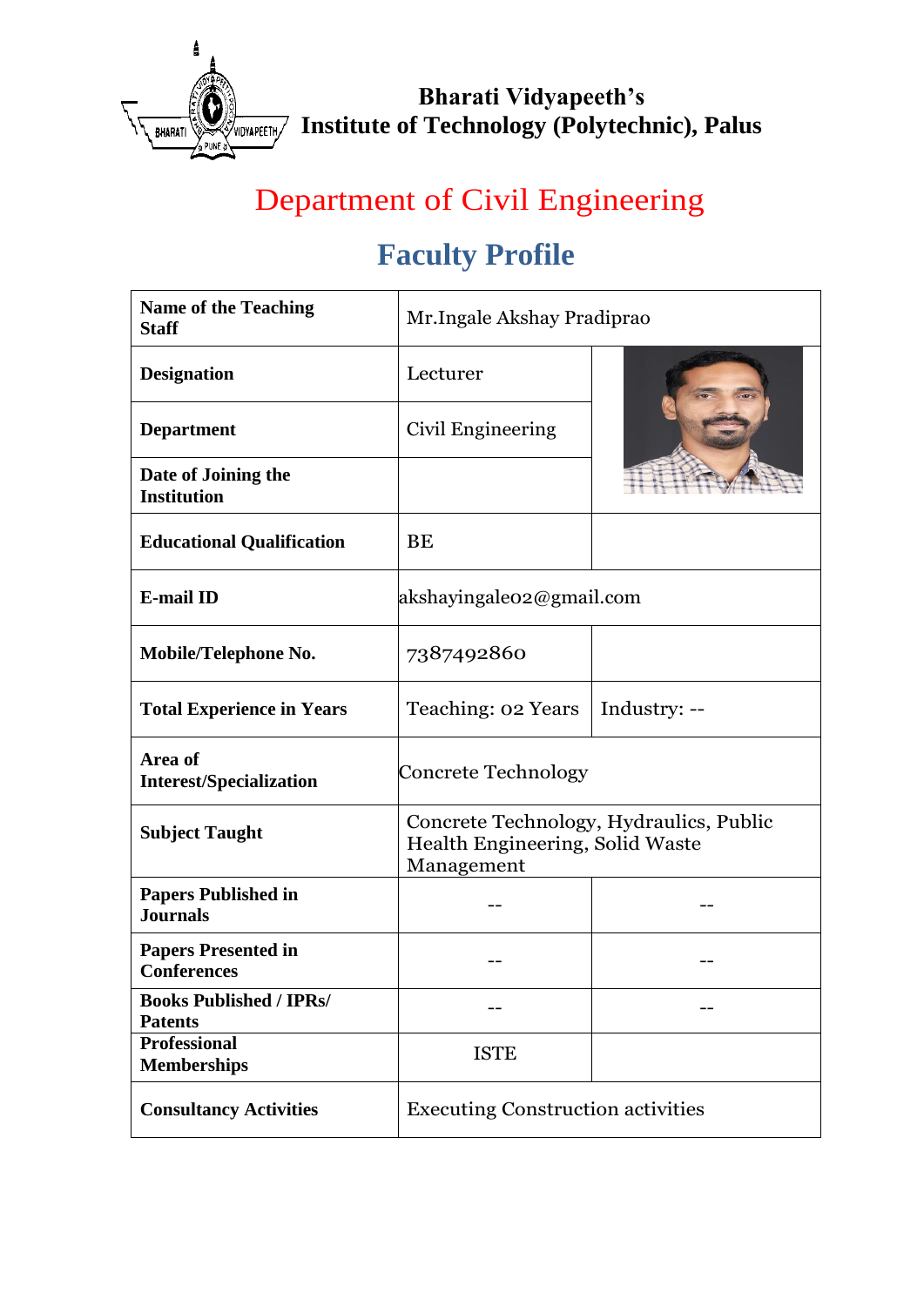**Bharati Vidyapeeth's**
**Institute of Technology (Polytechnic), Palus**

# Department of Civil Engineering

## Faculty Profile

| Name of the Teaching Staff | Mr.Ingale Akshay Pradiprao | |
|---|---|---|
| **Designation** | Lecturer | |
| **Department** | Civil Engineering | |
| **Date of Joining the Institution** | | |
| **Educational Qualification** | BE | |
| **E-mail ID** | akshayingale02@gmail.com | |
| **Mobile/Telephone No.** | 7387492860 | |
| **Total Experience in Years** | Teaching: 02 Years | Industry: -- |
| **Area of Interest/Specialization** | Concrete Technology | |
| **Subject Taught** | Concrete Technology, Hydraulics, Public Health Engineering, Solid Waste Management | |
| **Papers Published in Journals** | -- | -- |
| **Papers Presented in Conferences** | -- | -- |
| **Books Published / IPRs/ Patents** | -- | -- |
| **Professional Memberships** | ISTE | |
| **Consultancy Activities** | Executing Construction activities | |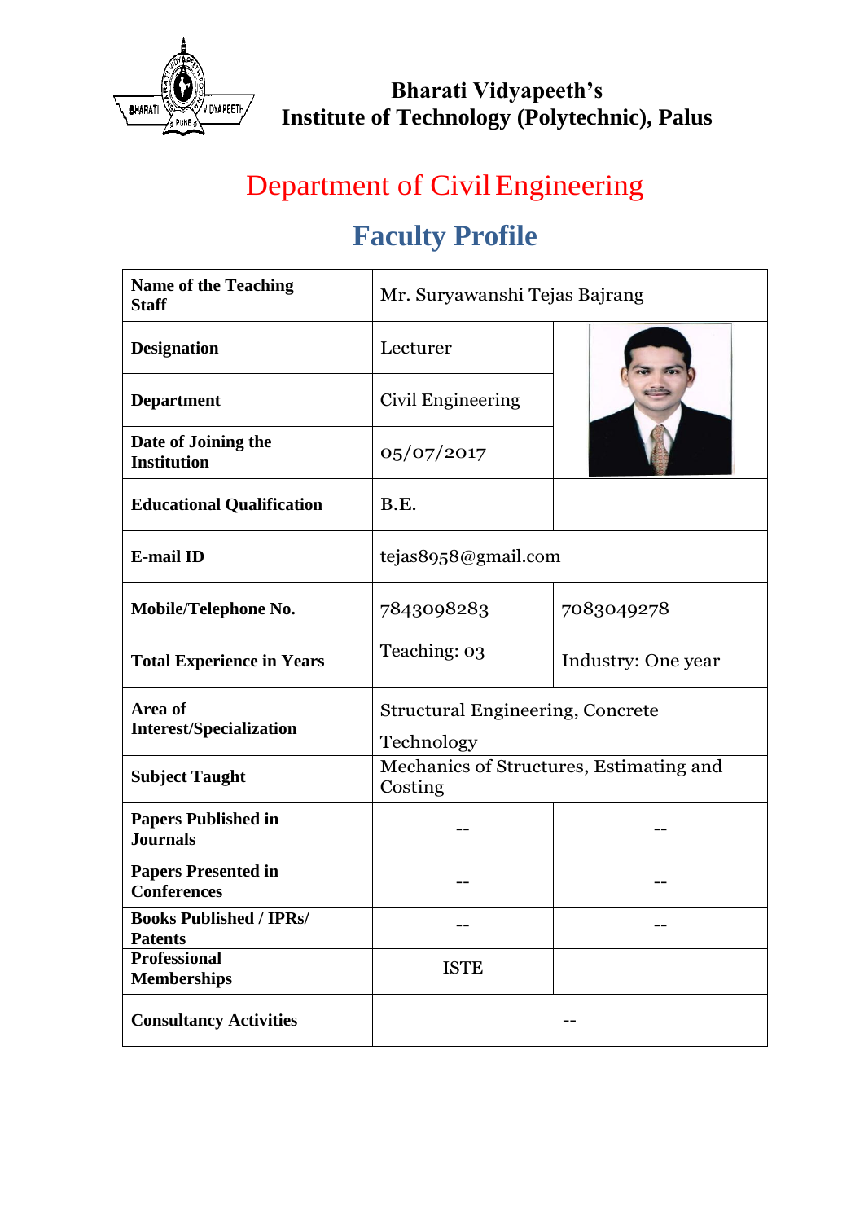**Bharati Vidyapeeth's**
**Institute of Technology (Polytechnic), Palus**

# Department of Civil Engineering

## Faculty Profile

| | | |
|---|---|---|
| **Name of the Teaching Staff** | Mr. Suryawanshi Tejas Bajrang | |
| **Designation** | Lecturer | |
| **Department** | Civil Engineering | |
| **Date of Joining the Institution** | 05/07/2017 | |
| **Educational Qualification** | B.E. | |
| **E-mail ID** | tejas8958@gmail.com | |
| **Mobile/Telephone No.** | 7843098283 | 7083049278 |
| **Total Experience in Years** | Teaching: 03 | Industry: One year |
| **Area of Interest/Specialization** | Structural Engineering, Concrete Technology | |
| **Subject Taught** | Mechanics of Structures, Estimating and Costing | |
| **Papers Published in Journals** | -- | -- |
| **Papers Presented in Conferences** | -- | -- |
| **Books Published / IPRs/ Patents** | -- | -- |
| **Professional Memberships** | ISTE | |
| **Consultancy Activities** | -- | |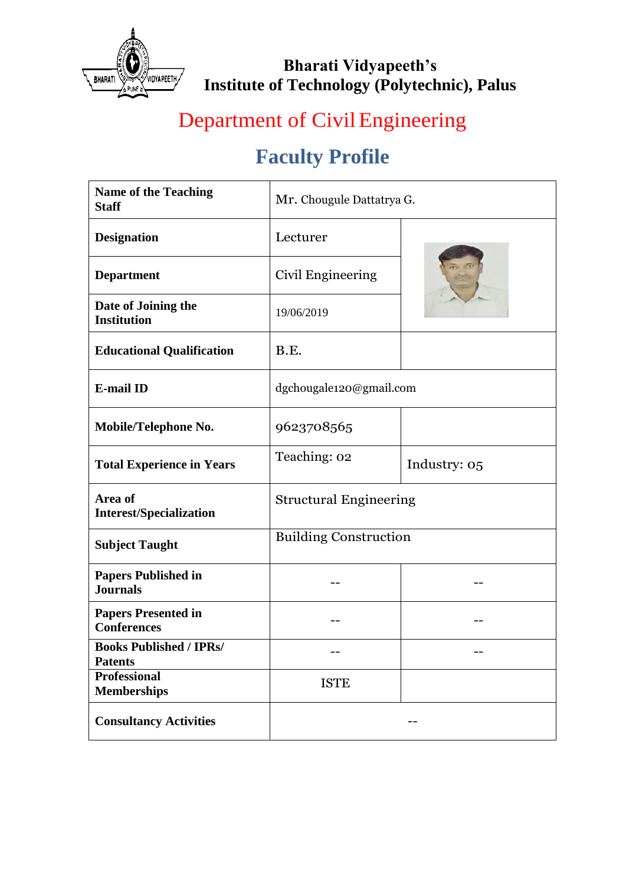**Bharati Vidyapeeth's**
**Institute of Technology (Polytechnic), Palus**

# Department of Civil Engineering

## Faculty Profile

| | | |
|---|---|---|
| **Name of the Teaching Staff** | Mr. Chougule Dattatrya G. | |
| **Designation** | Lecturer | |
| **Department** | Civil Engineering | |
| **Date of Joining the Institution** | 19/06/2019 | |
| **Educational Qualification** | B.E. | |
| **E-mail ID** | dgchougale120@gmail.com | |
| **Mobile/Telephone No.** | 9623708565 | |
| **Total Experience in Years** | Teaching: 02 | Industry: 05 |
| **Area of Interest/Specialization** | Structural Engineering | |
| **Subject Taught** | Building Construction | |
| **Papers Published in Journals** | -- | -- |
| **Papers Presented in Conferences** | -- | -- |
| **Books Published / IPRs/ Patents** | -- | -- |
| **Professional Memberships** | ISTE | |
| **Consultancy Activities** | -- | |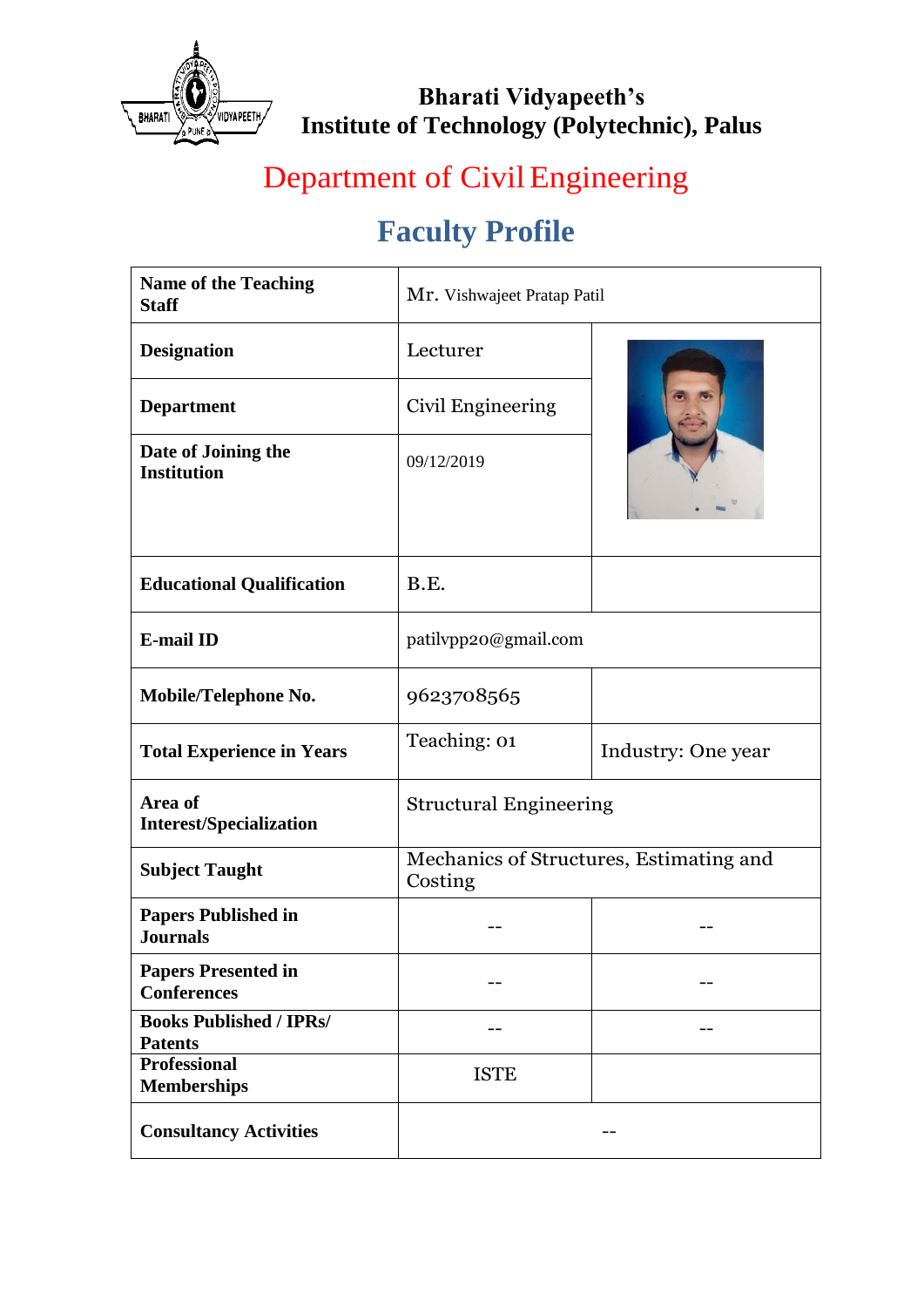**Bharati Vidyapeeth's**
**Institute of Technology (Polytechnic), Palus**

## Department of Civil Engineering

# Faculty Profile

| | | |
|---|---|---|
| **Name of the Teaching Staff** | Mr. Vishwajeet Pratap Patil | |
| **Designation** | Lecturer | |
| **Department** | Civil Engineering | |
| **Date of Joining the Institution** | 09/12/2019 | |
| **Educational Qualification** | B.E. | |
| **E-mail ID** | patilvpp20@gmail.com | |
| **Mobile/Telephone No.** | 9623708565 | |
| **Total Experience in Years** | Teaching: 01 | Industry: One year |
| **Area of Interest/Specialization** | Structural Engineering | |
| **Subject Taught** | Mechanics of Structures, Estimating and Costing | |
| **Papers Published in Journals** | -- | -- |
| **Papers Presented in Conferences** | -- | -- |
| **Books Published / IPRs/ Patents** | -- | -- |
| **Professional Memberships** | ISTE | |
| **Consultancy Activities** | -- | |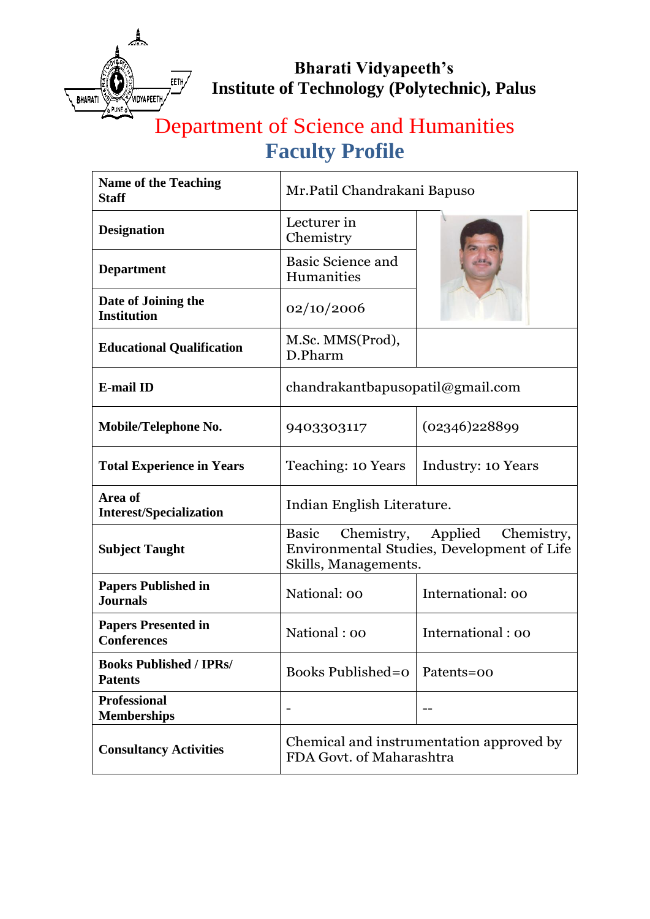**Bharati Vidyapeeth's**
**Institute of Technology (Polytechnic), Palus**

## Department of Science and Humanities

# Faculty Profile

| Name of the Teaching Staff | Mr.Patil Chandrakani Bapuso | |
|---|---|---|
| Designation | Lecturer in Chemistry | |
| Department | Basic Science and Humanities | |
| Date of Joining the Institution | 02/10/2006 | |
| Educational Qualification | M.Sc. MMS(Prod), D.Pharm | |
| E-mail ID | chandrakantbapusopatil@gmail.com | |
| Mobile/Telephone No. | 9403303117 | (02346)228899 |
| Total Experience in Years | Teaching: 10 Years | Industry: 10 Years |
| Area of Interest/Specialization | Indian English Literature. | |
| Subject Taught | Basic Chemistry, Applied Chemistry, Environmental Studies, Development of Life Skills, Managements. | |
| Papers Published in Journals | National: 00 | International: 00 |
| Papers Presented in Conferences | National : 00 | International : 00 |
| Books Published / IPRs/ Patents | Books Published=0 | Patents=00 |
| Professional Memberships | - | -- |
| Consultancy Activities | Chemical and instrumentation approved by FDA Govt. of Maharashtra | |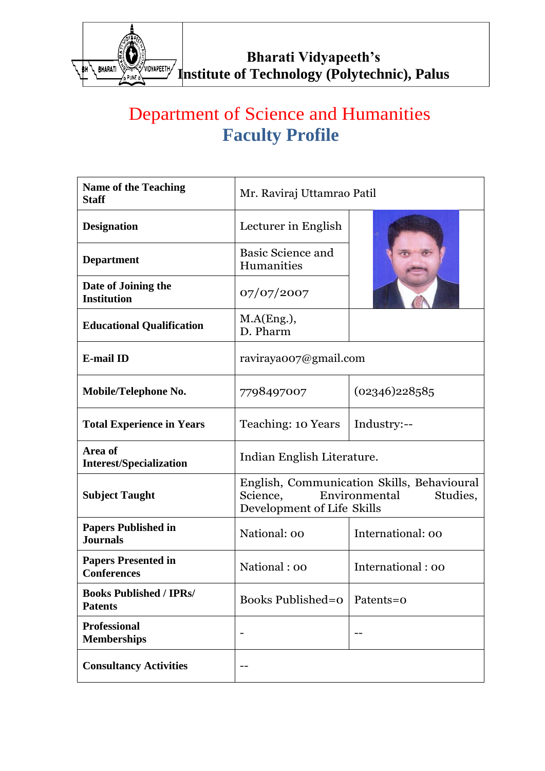**Bharati Vidyapeeth's**
**Institute of Technology (Polytechnic), Palus**

# Department of Science and Humanities
## Faculty Profile

| | | |
|---|---|---|
| **Name of the Teaching Staff** | Mr. Raviraj Uttamrao Patil | |
| **Designation** | Lecturer in English | |
| **Department** | Basic Science and Humanities | |
| **Date of Joining the Institution** | 07/07/2007 | |
| **Educational Qualification** | M.A(Eng.), D. Pharm | |
| **E-mail ID** | raviraya007@gmail.com | |
| **Mobile/Telephone No.** | 7798497007 | (02346)228585 |
| **Total Experience in Years** | Teaching: 10 Years | Industry:-- |
| **Area of Interest/Specialization** | Indian English Literature. | |
| **Subject Taught** | English, Communication Skills, Behavioural Science, Environmental Studies, Development of Life Skills | |
| **Papers Published in Journals** | National: 00 | International: 00 |
| **Papers Presented in Conferences** | National : 00 | International : 00 |
| **Books Published / IPRs/ Patents** | Books Published=0 | Patents=0 |
| **Professional Memberships** | - | -- |
| **Consultancy Activities** | -- | |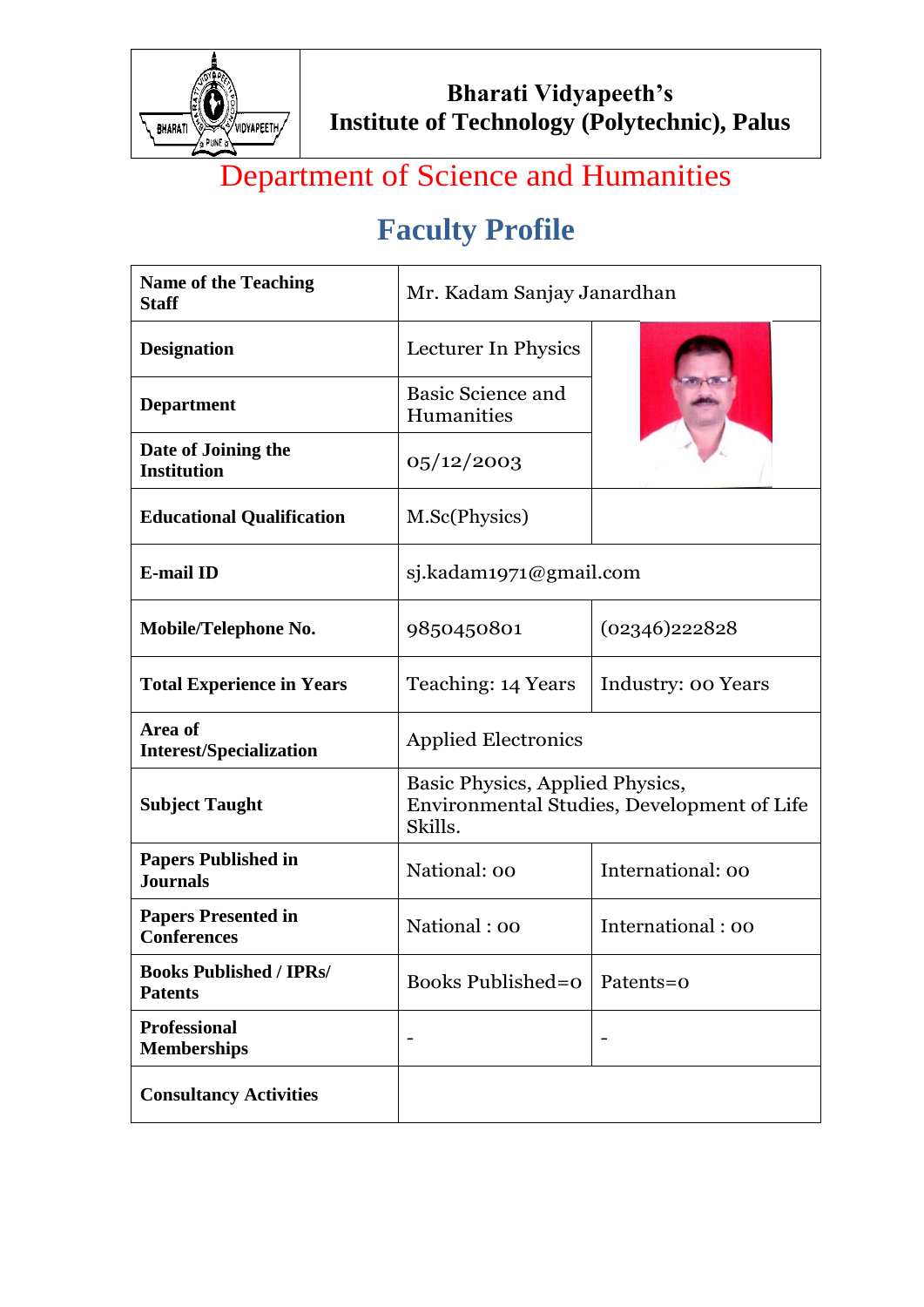**Bharati Vidyapeeth's**
**Institute of Technology (Polytechnic), Palus**

## Department of Science and Humanities

# Faculty Profile

| | | |
|---|---|---|
| **Name of the Teaching Staff** | Mr. Kadam Sanjay Janardhan | |
| **Designation** | Lecturer In Physics | |
| **Department** | Basic Science and Humanities | |
| **Date of Joining the Institution** | 05/12/2003 | |
| **Educational Qualification** | M.Sc(Physics) | |
| **E-mail ID** | sj.kadam1971@gmail.com | |
| **Mobile/Telephone No.** | 9850450801 | (02346)222828 |
| **Total Experience in Years** | Teaching: 14 Years | Industry: 00 Years |
| **Area of Interest/Specialization** | Applied Electronics | |
| **Subject Taught** | Basic Physics, Applied Physics, Environmental Studies, Development of Life Skills. | |
| **Papers Published in Journals** | National: 00 | International: 00 |
| **Papers Presented in Conferences** | National : 00 | International : 00 |
| **Books Published / IPRs/ Patents** | Books Published=0 | Patents=0 |
| **Professional Memberships** | - | - |
| **Consultancy Activities** | | |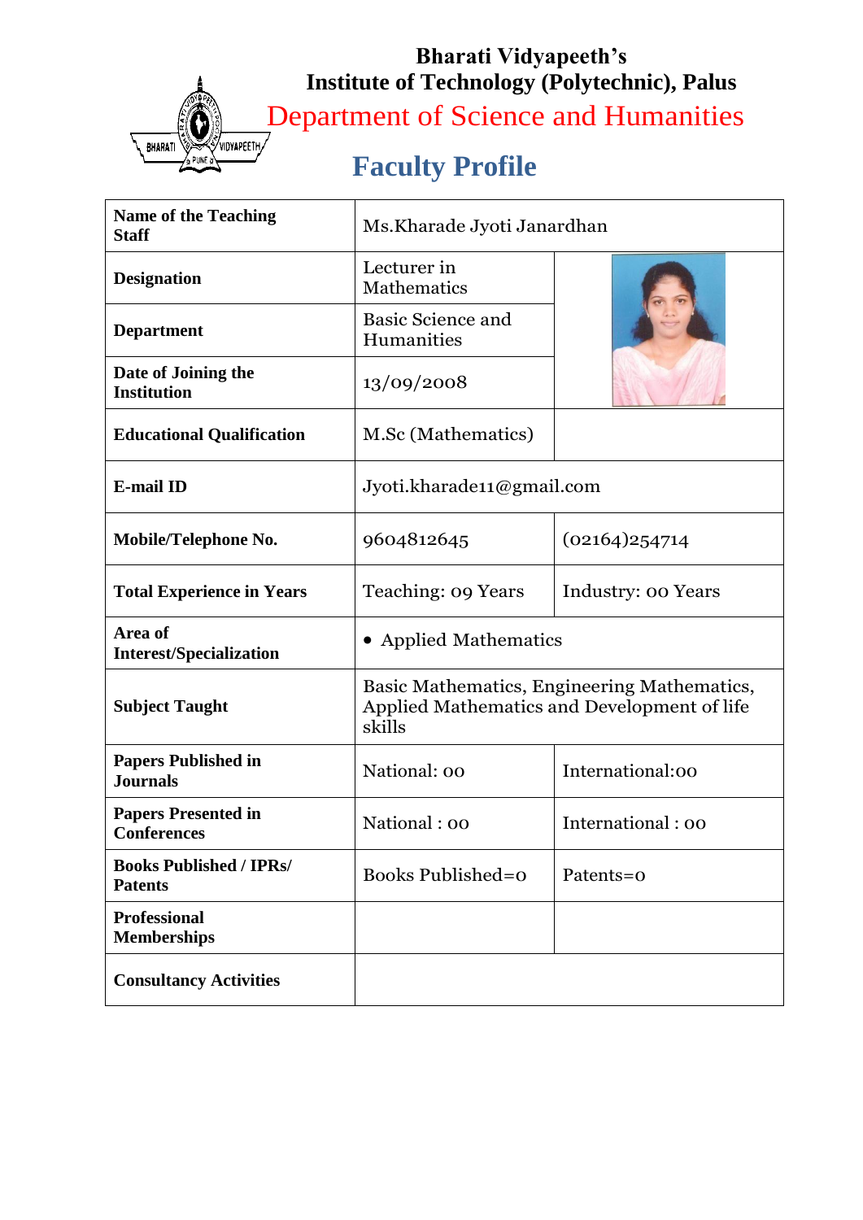**Bharati Vidyapeeth's**
**Institute of Technology (Polytechnic), Palus**

Department of Science and Humanities

## Faculty Profile

| | | |
|---|---|---|
| **Name of the Teaching Staff** | Ms.Kharade Jyoti Janardhan | |
| **Designation** | Lecturer in Mathematics | |
| **Department** | Basic Science and Humanities | |
| **Date of Joining the Institution** | 13/09/2008 | |
| **Educational Qualification** | M.Sc (Mathematics) | |
| **E-mail ID** | Jyoti.kharade11@gmail.com | |
| **Mobile/Telephone No.** | 9604812645 | (02164)254714 |
| **Total Experience in Years** | Teaching: 09 Years | Industry: 00 Years |
| **Area of Interest/Specialization** | • Applied Mathematics | |
| **Subject Taught** | Basic Mathematics, Engineering Mathematics, Applied Mathematics and Development of life skills | |
| **Papers Published in Journals** | National: 00 | International:00 |
| **Papers Presented in Conferences** | National : 00 | International : 00 |
| **Books Published / IPRs/ Patents** | Books Published=0 | Patents=0 |
| **Professional Memberships** | | |
| **Consultancy Activities** | | |